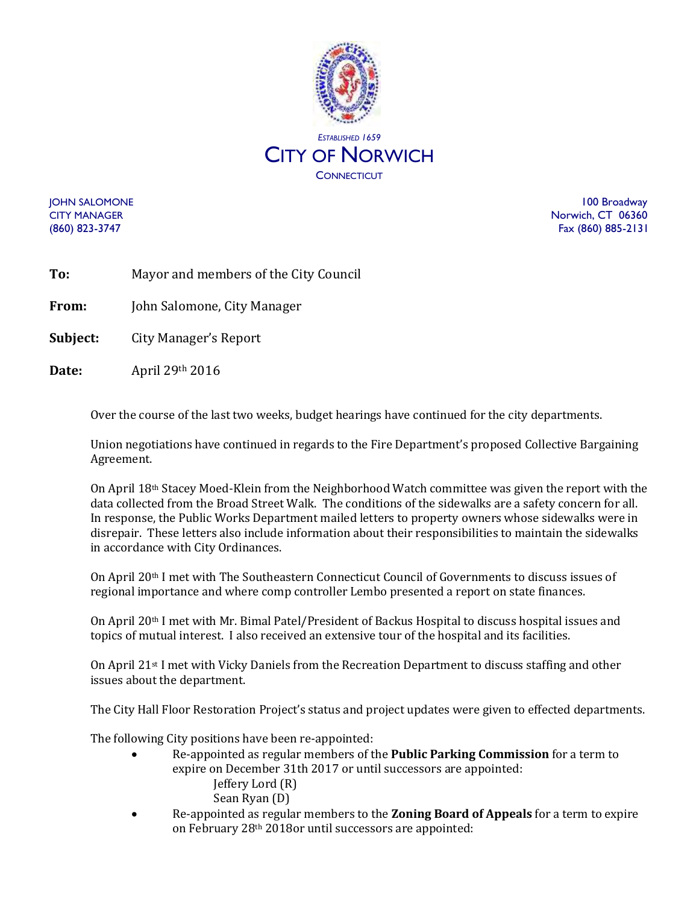*ESTABLISHED 1659*

# CITY OF NORWICH

CONNECTICUT

JOHN SALOMONE
CITY MANAGER
(860) 823-3747

100 Broadway
Norwich, CT 06360
Fax (860) 885-2131

**To:** Mayor and members of the City Council

**From:** John Salomone, City Manager

**Subject:** City Manager's Report

**Date:** April 29th 2016

Over the course of the last two weeks, budget hearings have continued for the city departments.

Union negotiations have continued in regards to the Fire Department's proposed Collective Bargaining Agreement.

On April 18th Stacey Moed-Klein from the Neighborhood Watch committee was given the report with the data collected from the Broad Street Walk. The conditions of the sidewalks are a safety concern for all. In response, the Public Works Department mailed letters to property owners whose sidewalks were in disrepair. These letters also include information about their responsibilities to maintain the sidewalks in accordance with City Ordinances.

On April 20th I met with The Southeastern Connecticut Council of Governments to discuss issues of regional importance and where comp controller Lembo presented a report on state finances.

On April 20th I met with Mr. Bimal Patel/President of Backus Hospital to discuss hospital issues and topics of mutual interest. I also received an extensive tour of the hospital and its facilities.

On April 21st I met with Vicky Daniels from the Recreation Department to discuss staffing and other issues about the department.

The City Hall Floor Restoration Project's status and project updates were given to effected departments.

The following City positions have been re-appointed:

- Re-appointed as regular members of the **Public Parking Commission** for a term to expire on December 31th 2017 or until successors are appointed:
  - Jeffery Lord (R)
  - Sean Ryan (D)
- Re-appointed as regular members to the **Zoning Board of Appeals** for a term to expire on February 28th 2018or until successors are appointed: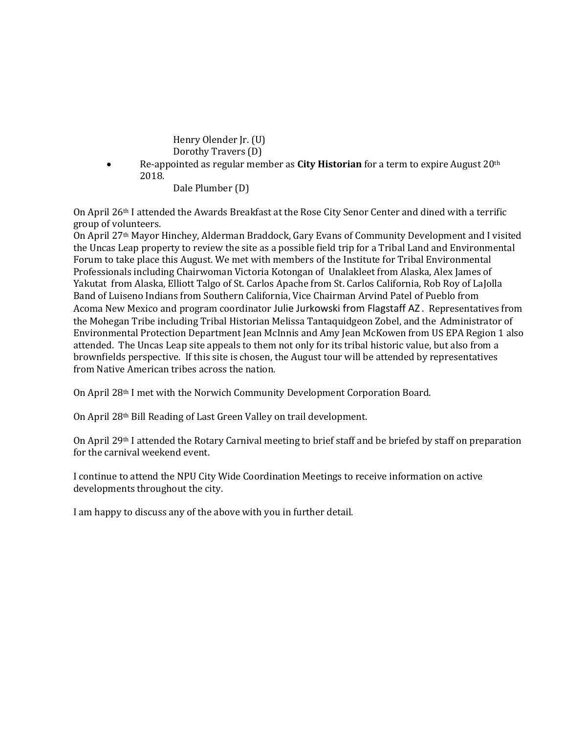Henry Olender Jr. (U)
Dorothy Travers (D)

- Re-appointed as regular member as **City Historian** for a term to expire August 20th 2018.

    Dale Plumber (D)

On April 26th I attended the Awards Breakfast at the Rose City Senor Center and dined with a terrific group of volunteers.
On April 27th Mayor Hinchey, Alderman Braddock, Gary Evans of Community Development and I visited the Uncas Leap property to review the site as a possible field trip for a Tribal Land and Environmental Forum to take place this August. We met with members of the Institute for Tribal Environmental Professionals including Chairwoman Victoria Kotongan of Unalakleet from Alaska, Alex James of Yakutat from Alaska, Elliott Talgo of St. Carlos Apache from St. Carlos California, Rob Roy of LaJolla Band of Luiseno Indians from Southern California, Vice Chairman Arvind Patel of Pueblo from Acoma New Mexico and program coordinator Julie Jurkowski from Flagstaff AZ . Representatives from the Mohegan Tribe including Tribal Historian Melissa Tantaquidgeon Zobel, and the Administrator of Environmental Protection Department Jean McInnis and Amy Jean McKowen from US EPA Region 1 also attended. The Uncas Leap site appeals to them not only for its tribal historic value, but also from a brownfields perspective. If this site is chosen, the August tour will be attended by representatives from Native American tribes across the nation.

On April 28th I met with the Norwich Community Development Corporation Board.

On April 28th Bill Reading of Last Green Valley on trail development.

On April 29th I attended the Rotary Carnival meeting to brief staff and be briefed by staff on preparation for the carnival weekend event.

I continue to attend the NPU City Wide Coordination Meetings to receive information on active developments throughout the city.

I am happy to discuss any of the above with you in further detail.